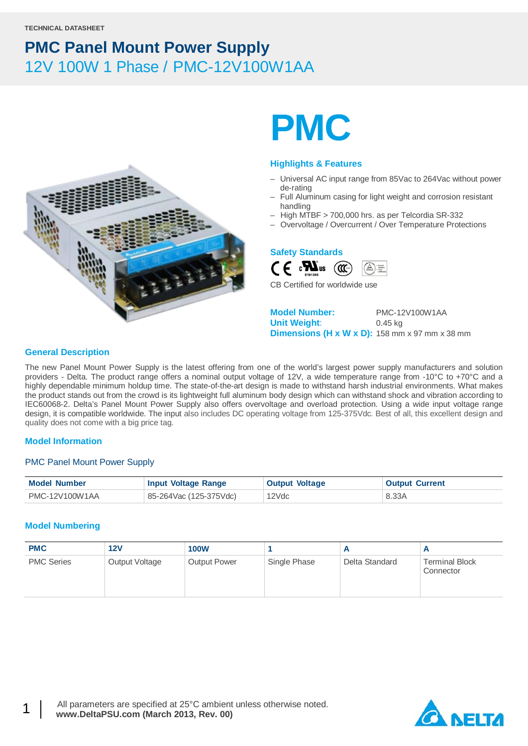TECHNICAL DATASHEET

# PMC Panel Mount Power Supply

## 12V 100W 1 Phase / PMC-12V100W1AA

# PMC

### Highlights & Features

- Universal AC input range from 85Vac to 264Vac without power de-rating
- Full Aluminum casing for light weight and corrosion resistant handling
- High MTBF > 700,000 hrs. as per Telcordia SR-332
- Overvoltage / Overcurrent / Over Temperature Protections

### Safety Standards

CB Certified for worldwide use

**Model Number:** PMC-12V100W1AA
**Unit Weight:** 0.45 kg
**Dimensions (H x W x D):** 158 mm x 97 mm x 38 mm

### General Description

The new Panel Mount Power Supply is the latest offering from one of the world's largest power supply manufacturers and solution providers - Delta. The product range offers a nominal output voltage of 12V, a wide temperature range from -10°C to +70°C and a highly dependable minimum holdup time. The state-of-the-art design is made to withstand harsh industrial environments. What makes the product stands out from the crowd is its lightweight full aluminum body design which can withstand shock and vibration according to IEC60068-2. Delta's Panel Mount Power Supply also offers overvoltage and overload protection. Using a wide input voltage range design, it is compatible worldwide. The input also includes DC operating voltage from 125-375Vdc. Best of all, this excellent design and quality does not come with a big price tag.

### Model Information

PMC Panel Mount Power Supply

| Model Number | Input Voltage Range | Output Voltage | Output Current |
|---|---|---|---|
| PMC-12V100W1AA | 85-264Vac (125-375Vdc) | 12Vdc | 8.33A |

### Model Numbering

| PMC | 12V | 100W | 1 | A | A |
|---|---|---|---|---|---|
| PMC Series | Output Voltage | Output Power | Single Phase | Delta Standard | Terminal Block Connector |

All parameters are specified at 25°C ambient unless otherwise noted.
**www.DeltaPSU.com (March 2013, Rev. 00)**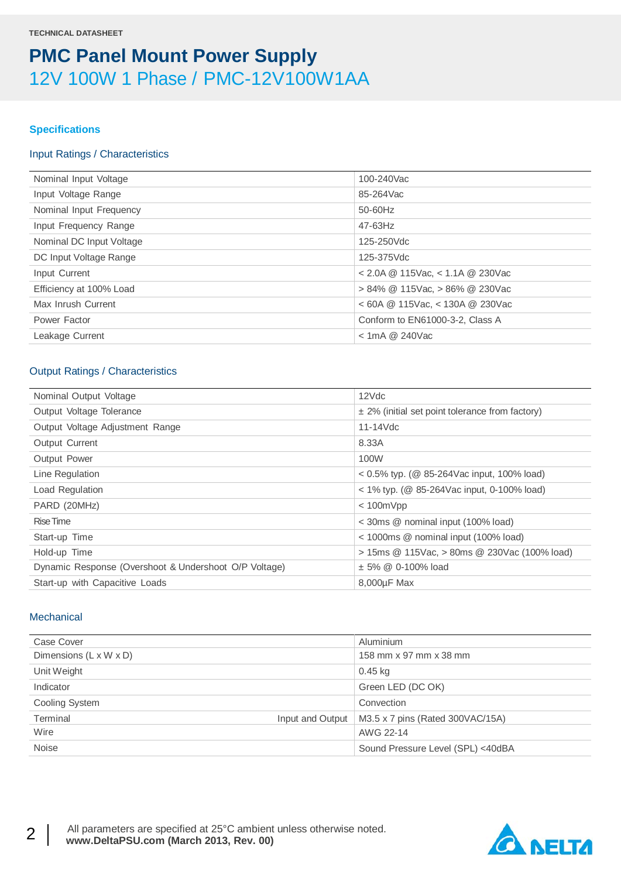TECHNICAL DATASHEET

# PMC Panel Mount Power Supply

## 12V 100W 1 Phase / PMC-12V100W1AA

### Specifications

#### Input Ratings / Characteristics

| | |
|---|---|
| Nominal Input Voltage | 100-240Vac |
| Input Voltage Range | 85-264Vac |
| Nominal Input Frequency | 50-60Hz |
| Input Frequency Range | 47-63Hz |
| Nominal DC Input Voltage | 125-250Vdc |
| DC Input Voltage Range | 125-375Vdc |
| Input Current | < 2.0A @ 115Vac, < 1.1A @ 230Vac |
| Efficiency at 100% Load | > 84% @ 115Vac, > 86% @ 230Vac |
| Max Inrush Current | < 60A @ 115Vac, < 130A @ 230Vac |
| Power Factor | Conform to EN61000-3-2, Class A |
| Leakage Current | < 1mA @ 240Vac |

#### Output Ratings / Characteristics

| | |
|---|---|
| Nominal Output Voltage | 12Vdc |
| Output Voltage Tolerance | ± 2% (initial set point tolerance from factory) |
| Output Voltage Adjustment Range | 11-14Vdc |
| Output Current | 8.33A |
| Output Power | 100W |
| Line Regulation | < 0.5% typ. (@ 85-264Vac input, 100% load) |
| Load Regulation | < 1% typ. (@ 85-264Vac input, 0-100% load) |
| PARD (20MHz) | < 100mVpp |
| Rise Time | < 30ms @ nominal input (100% load) |
| Start-up Time | < 1000ms @ nominal input (100% load) |
| Hold-up Time | > 15ms @ 115Vac, > 80ms @ 230Vac (100% load) |
| Dynamic Response (Overshoot & Undershoot O/P Voltage) | ± 5% @ 0-100% load |
| Start-up with Capacitive Loads | 8,000µF Max |

#### Mechanical

| | | |
|---|---|---|
| Case Cover | | Aluminium |
| Dimensions (L x W x D) | | 158 mm x 97 mm x 38 mm |
| Unit Weight | | 0.45 kg |
| Indicator | | Green LED (DC OK) |
| Cooling System | | Convection |
| Terminal | Input and Output | M3.5 x 7 pins (Rated 300VAC/15A) |
| Wire | | AWG 22-14 |
| Noise | | Sound Pressure Level (SPL) <40dBA |

All parameters are specified at 25°C ambient unless otherwise noted.
**www.DeltaPSU.com (March 2013, Rev. 00)**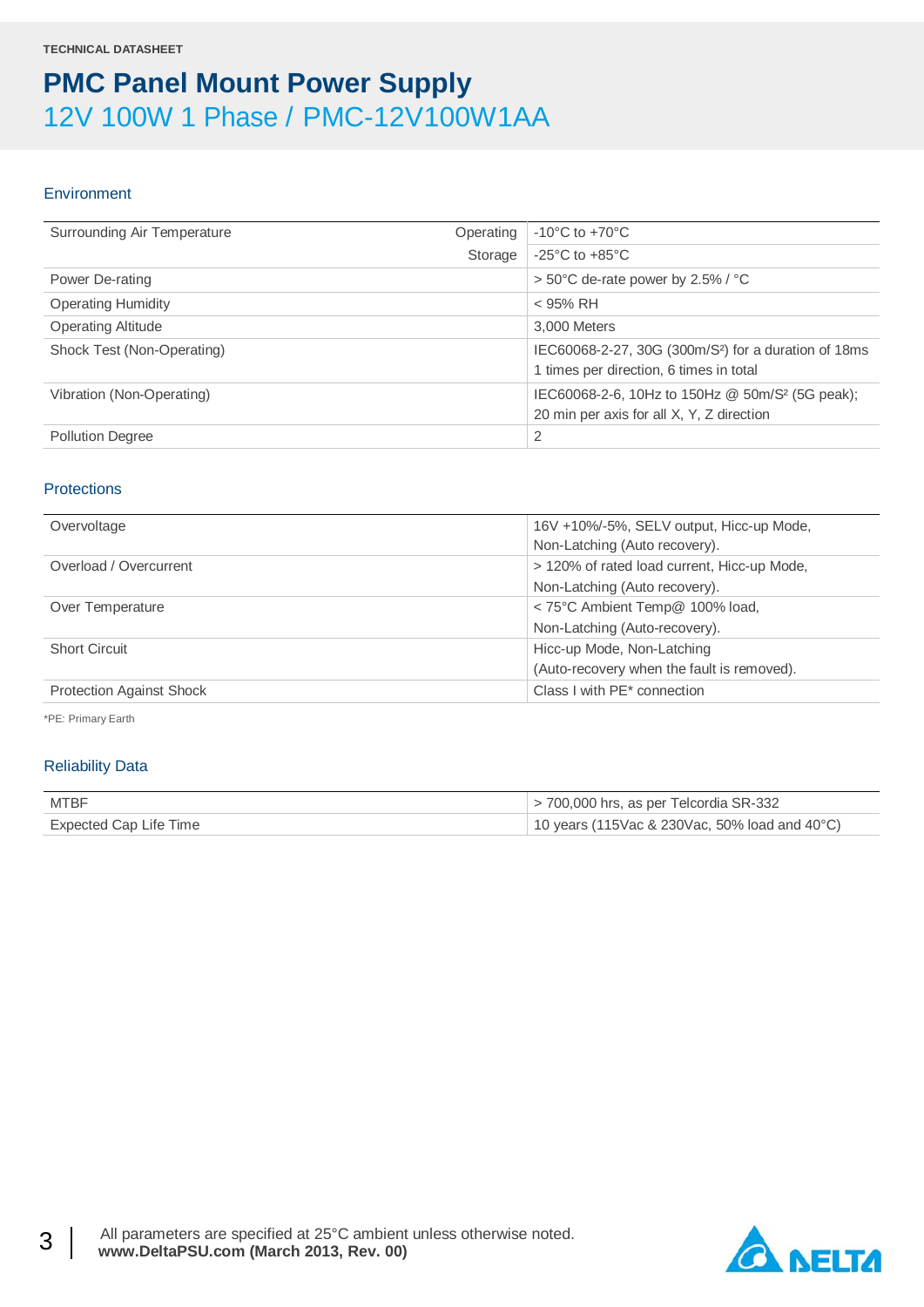TECHNICAL DATASHEET

# PMC Panel Mount Power Supply

## 12V 100W 1 Phase / PMC-12V100W1AA

### Environment

| | | |
|---|---|---|
| Surrounding Air Temperature | Operating | -10°C to +70°C |
| | Storage | -25°C to +85°C |
| Power De-rating | | > 50°C de-rate power by 2.5% / °C |
| Operating Humidity | | < 95% RH |
| Operating Altitude | | 3,000 Meters |
| Shock Test (Non-Operating) | | IEC60068-2-27, 30G (300m/S²) for a duration of 18ms 1 times per direction, 6 times in total |
| Vibration (Non-Operating) | | IEC60068-2-6, 10Hz to 150Hz @ 50m/S² (5G peak); 20 min per axis for all X, Y, Z direction |
| Pollution Degree | | 2 |

### Protections

| | |
|---|---|
| Overvoltage | 16V +10%/-5%, SELV output, Hicc-up Mode, Non-Latching (Auto recovery). |
| Overload / Overcurrent | > 120% of rated load current, Hicc-up Mode, Non-Latching (Auto recovery). |
| Over Temperature | < 75°C Ambient Temp@ 100% load, Non-Latching (Auto-recovery). |
| Short Circuit | Hicc-up Mode, Non-Latching (Auto-recovery when the fault is removed). |
| Protection Against Shock | Class I with PE* connection |

*PE: Primary Earth

### Reliability Data

| | |
|---|---|
| MTBF | > 700,000 hrs, as per Telcordia SR-332 |
| Expected Cap Life Time | 10 years (115Vac & 230Vac, 50% load and 40°C) |

All parameters are specified at 25°C ambient unless otherwise noted.
**www.DeltaPSU.com (March 2013, Rev. 00)**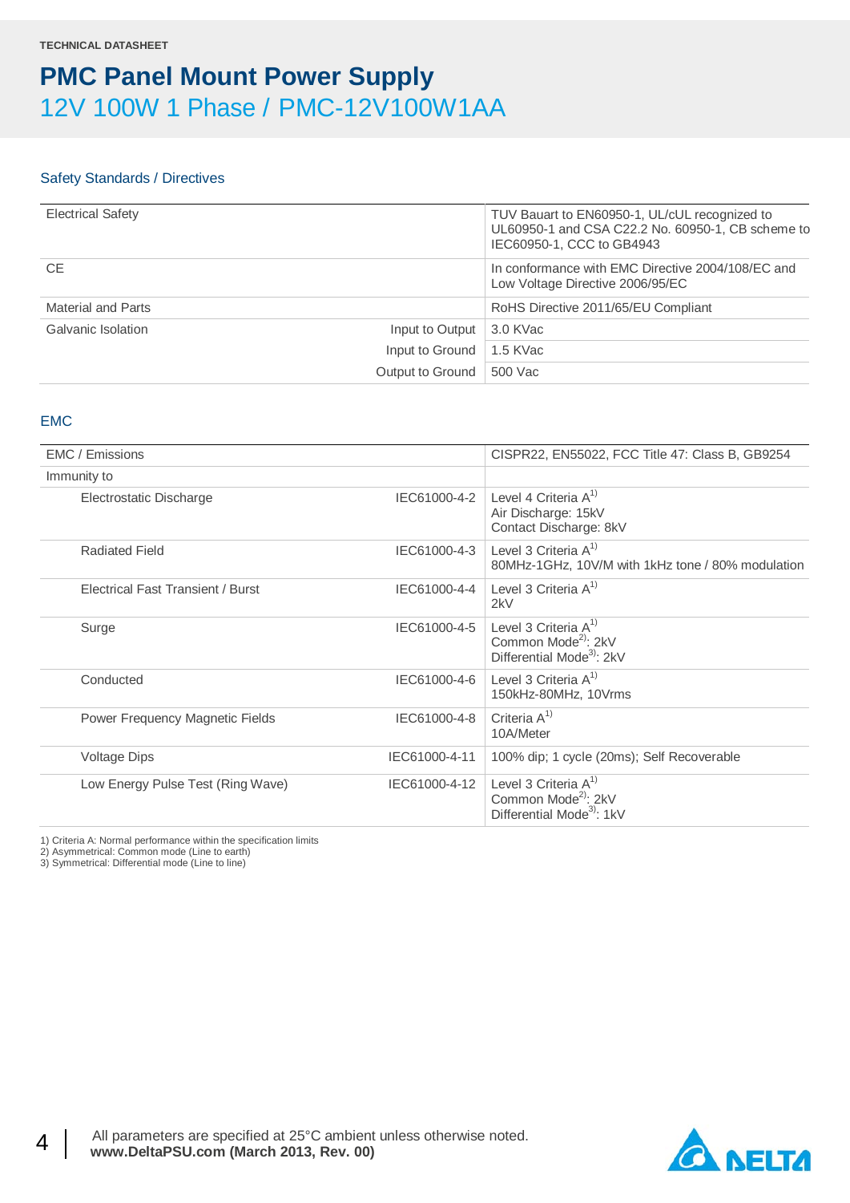TECHNICAL DATASHEET

# PMC Panel Mount Power Supply

## 12V 100W 1 Phase / PMC-12V100W1AA

### Safety Standards / Directives

| | | |
|---|---|---|
| Electrical Safety | | TUV Bauart to EN60950-1, UL/cUL recognized to UL60950-1 and CSA C22.2 No. 60950-1, CB scheme to IEC60950-1, CCC to GB4943 |
| CE | | In conformance with EMC Directive 2004/108/EC and Low Voltage Directive 2006/95/EC |
| Material and Parts | | RoHS Directive 2011/65/EU Compliant |
| Galvanic Isolation | Input to Output | 3.0 KVac |
| | Input to Ground | 1.5 KVac |
| | Output to Ground | 500 Vac |

### EMC

| | | |
|---|---|---|
| EMC / Emissions | | CISPR22, EN55022, FCC Title 47: Class B, GB9254 |
| Immunity to | | |
| Electrostatic Discharge | IEC61000-4-2 | Level 4 Criteria A[1]<br>Air Discharge: 15kV<br>Contact Discharge: 8kV |
| Radiated Field | IEC61000-4-3 | Level 3 Criteria A[1]<br>80MHz-1GHz, 10V/M with 1kHz tone / 80% modulation |
| Electrical Fast Transient / Burst | IEC61000-4-4 | Level 3 Criteria A[1]<br>2kV |
| Surge | IEC61000-4-5 | Level 3 Criteria A[1]<br>Common Mode[2]: 2kV<br>Differential Mode[3]: 2kV |
| Conducted | IEC61000-4-6 | Level 3 Criteria A[1]<br>150kHz-80MHz, 10Vrms |
| Power Frequency Magnetic Fields | IEC61000-4-8 | Criteria A[1]<br>10A/Meter |
| Voltage Dips | IEC61000-4-11 | 100% dip; 1 cycle (20ms); Self Recoverable |
| Low Energy Pulse Test (Ring Wave) | IEC61000-4-12 | Level 3 Criteria A[1]<br>Common Mode[2]: 2kV<br>Differential Mode[3]: 1kV |

1) Criteria A: Normal performance within the specification limits
2) Asymmetrical: Common mode (Line to earth)
3) Symmetrical: Differential mode (Line to line)

All parameters are specified at 25°C ambient unless otherwise noted.
**www.DeltaPSU.com (March 2013, Rev. 00)**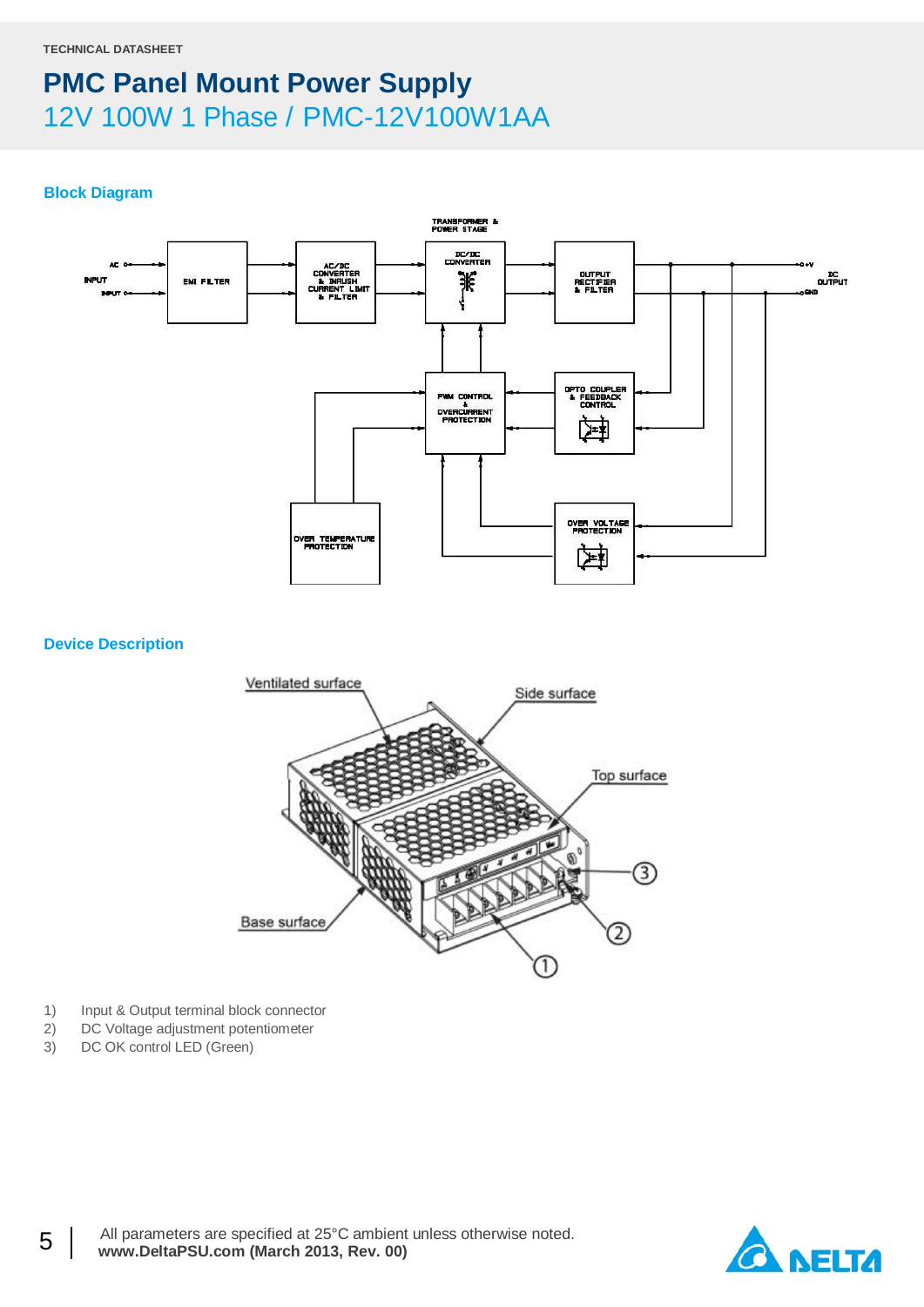TECHNICAL DATASHEET

# PMC Panel Mount Power Supply

## 12V 100W 1 Phase / PMC-12V100W1AA

### Block Diagram

### Device Description

1) Input & Output terminal block connector
2) DC Voltage adjustment potentiometer
3) DC OK control LED (Green)

All parameters are specified at 25°C ambient unless otherwise noted.
**www.DeltaPSU.com (March 2013, Rev. 00)**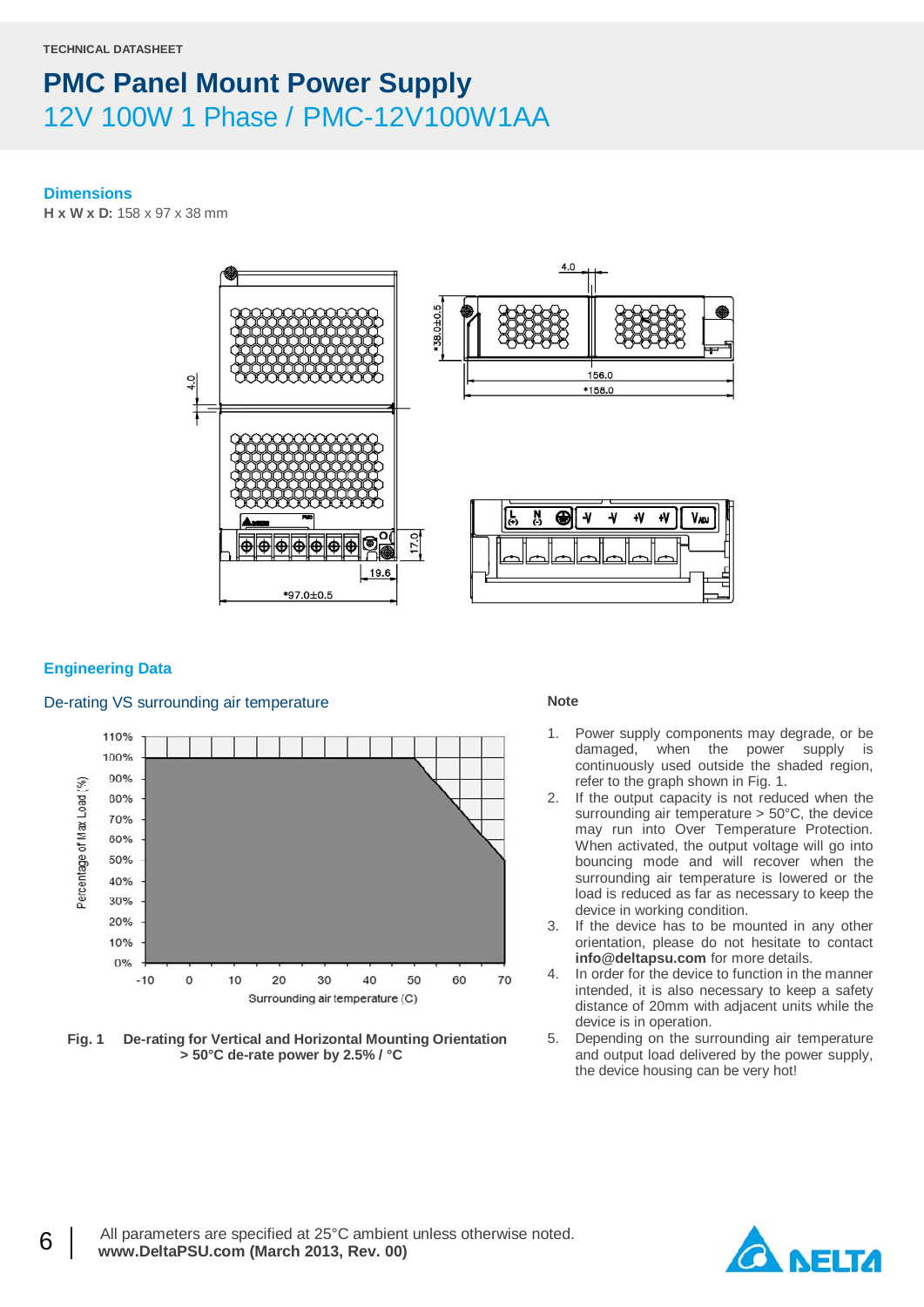TECHNICAL DATASHEET

# PMC Panel Mount Power Supply

## 12V 100W 1 Phase / PMC-12V100W1AA

### Dimensions

**H x W x D:** 158 x 97 x 38 mm

### Engineering Data

#### De-rating VS surrounding air temperature

**Fig. 1 De-rating for Vertical and Horizontal Mounting Orientation > 50°C de-rate power by 2.5% / °C**

**Note**

1. Power supply components may degrade, or be damaged, when the power supply is continuously used outside the shaded region, refer to the graph shown in Fig. 1.
2. If the output capacity is not reduced when the surrounding air temperature > 50°C, the device may run into Over Temperature Protection. When activated, the output voltage will go into bouncing mode and will recover when the surrounding air temperature is lowered or the load is reduced as far as necessary to keep the device in working condition.
3. If the device has to be mounted in any other orientation, please do not hesitate to contact **info@deltapsu.com** for more details.
4. In order for the device to function in the manner intended, it is also necessary to keep a safety distance of 20mm with adjacent units while the device is in operation.
5. Depending on the surrounding air temperature and output load delivered by the power supply, the device housing can be very hot!

All parameters are specified at 25°C ambient unless otherwise noted.
**www.DeltaPSU.com (March 2013, Rev. 00)**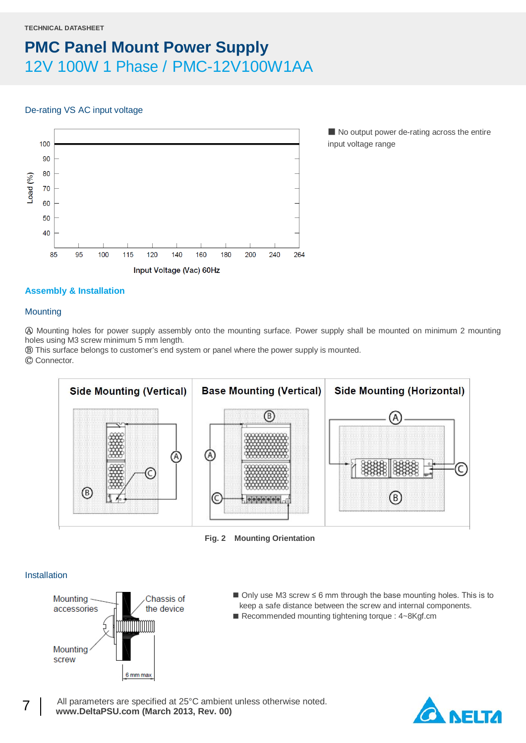TECHNICAL DATASHEET

# PMC Panel Mount Power Supply

## 12V 100W 1 Phase / PMC-12V100W1AA

### De-rating VS AC input voltage

■ No output power de-rating across the entire input voltage range

## Assembly & Installation

### Mounting

Ⓐ Mounting holes for power supply assembly onto the mounting surface. Power supply shall be mounted on minimum 2 mounting holes using M3 screw minimum 5 mm length.
Ⓑ This surface belongs to customer's end system or panel where the power supply is mounted.
Ⓒ Connector.

Fig. 2 Mounting Orientation

### Installation

- Only use M3 screw ≤ 6 mm through the base mounting holes. This is to keep a safe distance between the screw and internal components.
- Recommended mounting tightening torque : 4~8Kgf.cm

All parameters are specified at 25°C ambient unless otherwise noted.
**www.DeltaPSU.com (March 2013, Rev. 00)**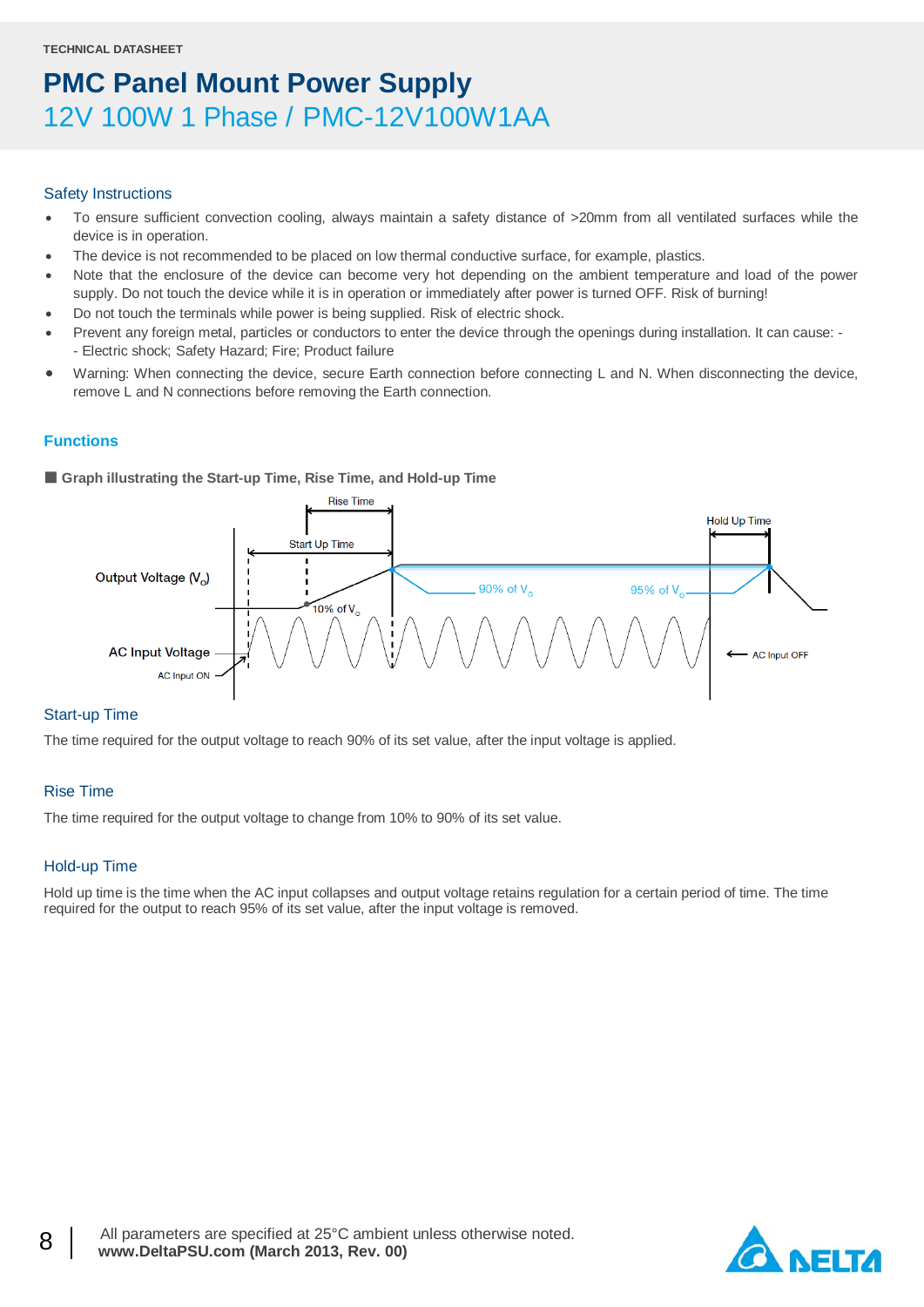TECHNICAL DATASHEET

# PMC Panel Mount Power Supply

## 12V 100W 1 Phase / PMC-12V100W1AA

### Safety Instructions

- To ensure sufficient convection cooling, always maintain a safety distance of >20mm from all ventilated surfaces while the device is in operation.
- The device is not recommended to be placed on low thermal conductive surface, for example, plastics.
- Note that the enclosure of the device can become very hot depending on the ambient temperature and load of the power supply. Do not touch the device while it is in operation or immediately after power is turned OFF. Risk of burning!
- Do not touch the terminals while power is being supplied. Risk of electric shock.
- Prevent any foreign metal, particles or conductors to enter the device through the openings during installation. It can cause: -
  - Electric shock; Safety Hazard; Fire; Product failure
- Warning: When connecting the device, secure Earth connection before connecting L and N. When disconnecting the device, remove L and N connections before removing the Earth connection.

### Functions

■ **Graph illustrating the Start-up Time, Rise Time, and Hold-up Time**

### Start-up Time

The time required for the output voltage to reach 90% of its set value, after the input voltage is applied.

### Rise Time

The time required for the output voltage to change from 10% to 90% of its set value.

### Hold-up Time

Hold up time is the time when the AC input collapses and output voltage retains regulation for a certain period of time. The time required for the output to reach 95% of its set value, after the input voltage is removed.

All parameters are specified at 25°C ambient unless otherwise noted.
**www.DeltaPSU.com (March 2013, Rev. 00)**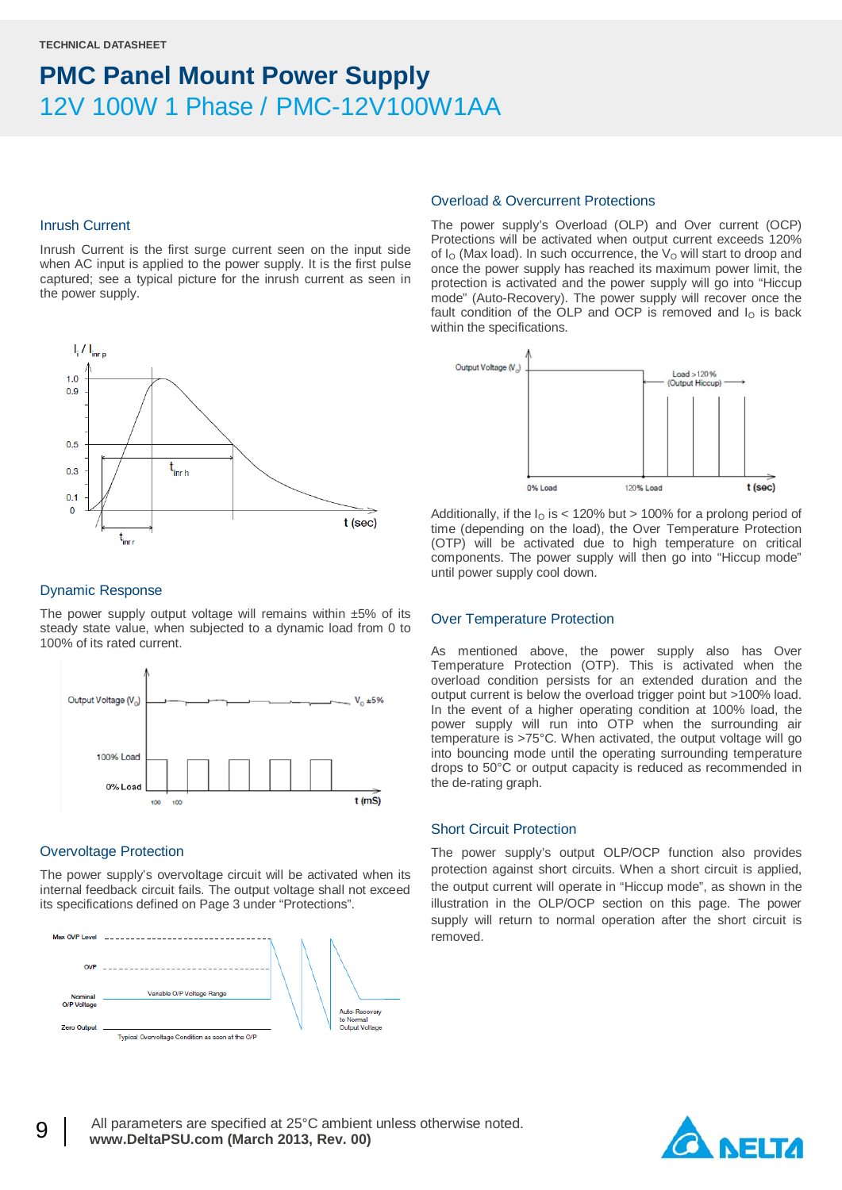TECHNICAL DATASHEET

# PMC Panel Mount Power Supply

## 12V 100W 1 Phase / PMC-12V100W1AA

### Inrush Current

Inrush Current is the first surge current seen on the input side when AC input is applied to the power supply. It is the first pulse captured; see a typical picture for the inrush current as seen in the power supply.

### Dynamic Response

The power supply output voltage will remains within ±5% of its steady state value, when subjected to a dynamic load from 0 to 100% of its rated current.

### Overvoltage Protection

The power supply's overvoltage circuit will be activated when its internal feedback circuit fails. The output voltage shall not exceed its specifications defined on Page 3 under "Protections".

### Overload & Overcurrent Protections

The power supply's Overload (OLP) and Over current (OCP) Protections will be activated when output current exceeds 120% of $I_O$ (Max load). In such occurrence, the $V_O$ will start to droop and once the power supply has reached its maximum power limit, the protection is activated and the power supply will go into "Hiccup mode" (Auto-Recovery). The power supply will recover once the fault condition of the OLP and OCP is removed and $I_O$ is back within the specifications.

Additionally, if the $I_O$ is < 120% but > 100% for a prolong period of time (depending on the load), the Over Temperature Protection (OTP) will be activated due to high temperature on critical components. The power supply will then go into "Hiccup mode" until power supply cool down.

### Over Temperature Protection

As mentioned above, the power supply also has Over Temperature Protection (OTP). This is activated when the overload condition persists for an extended duration and the output current is below the overload trigger point but >100% load. In the event of a higher operating condition at 100% load, the power supply will run into OTP when the surrounding air temperature is >75°C. When activated, the output voltage will go into bouncing mode until the operating surrounding temperature drops to 50°C or output capacity is reduced as recommended in the de-rating graph.

### Short Circuit Protection

The power supply's output OLP/OCP function also provides protection against short circuits. When a short circuit is applied, the output current will operate in "Hiccup mode", as shown in the illustration in the OLP/OCP section on this page. The power supply will return to normal operation after the short circuit is removed.

All parameters are specified at 25°C ambient unless otherwise noted.
**www.DeltaPSU.com (March 2013, Rev. 00)**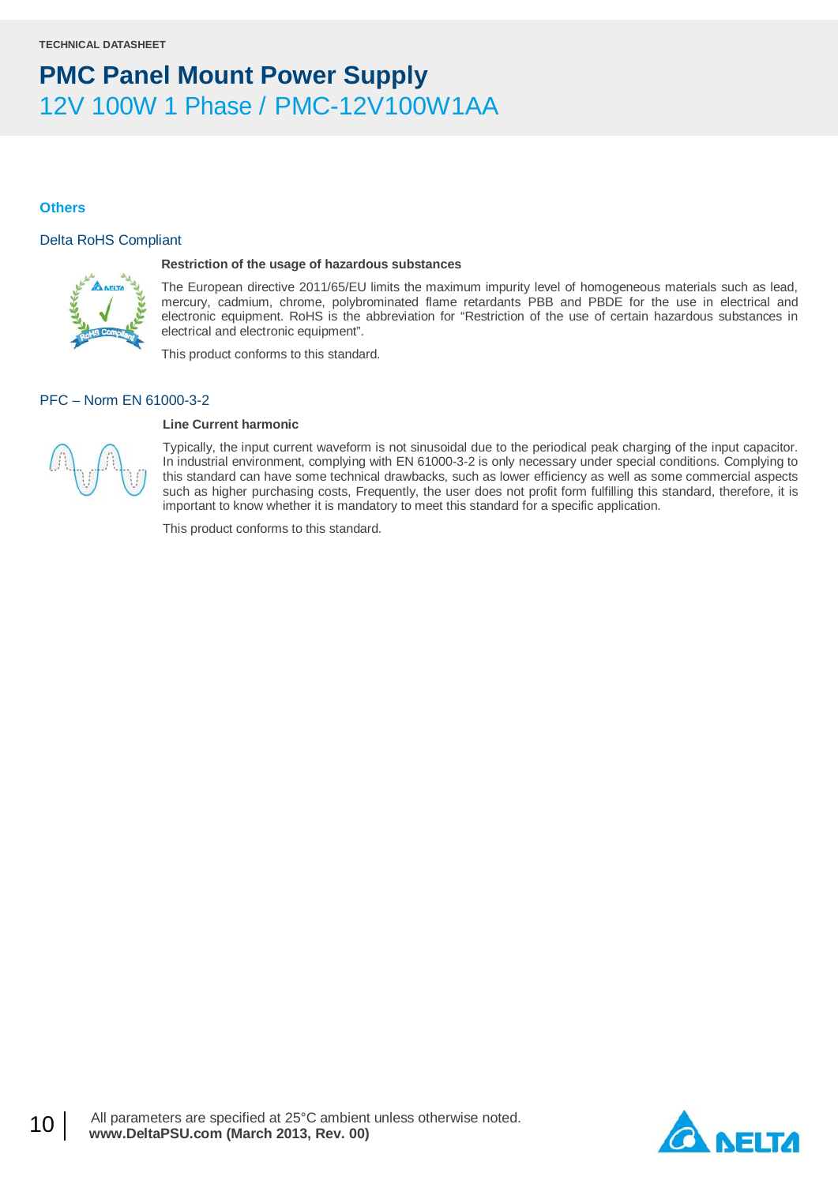## Others

### Delta RoHS Compliant

**Restriction of the usage of hazardous substances**

The European directive 2011/65/EU limits the maximum impurity level of homogeneous materials such as lead, mercury, cadmium, chrome, polybrominated flame retardants PBB and PBDE for the use in electrical and electronic equipment. RoHS is the abbreviation for "Restriction of the use of certain hazardous substances in electrical and electronic equipment".

This product conforms to this standard.

### PFC – Norm EN 61000-3-2

**Line Current harmonic**

Typically, the input current waveform is not sinusoidal due to the periodical peak charging of the input capacitor. In industrial environment, complying with EN 61000-3-2 is only necessary under special conditions. Complying to this standard can have some technical drawbacks, such as lower efficiency as well as some commercial aspects such as higher purchasing costs, Frequently, the user does not profit form fulfilling this standard, therefore, it is important to know whether it is mandatory to meet this standard for a specific application.

This product conforms to this standard.

All parameters are specified at 25°C ambient unless otherwise noted.
**www.DeltaPSU.com (March 2013, Rev. 00)**